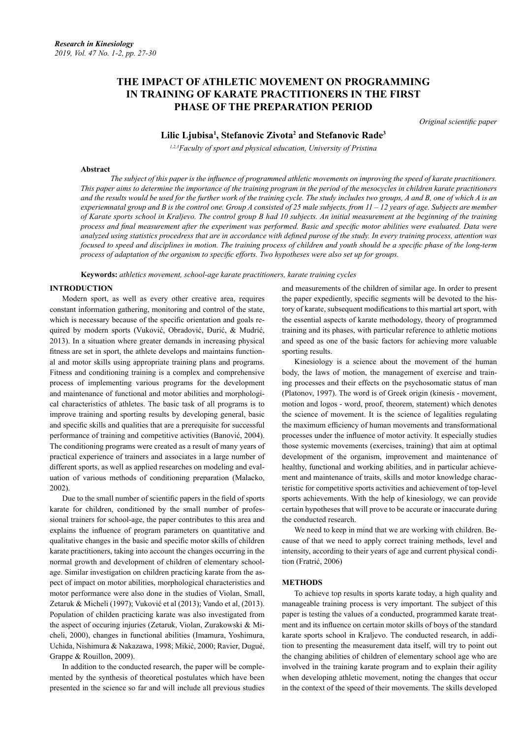# THE IMPACT OF ATHLETIC MOVEMENT ON PROGRAMMING IN TRAINING OF KARATE PRACTITIONERS IN THE FIRST PHASE OF THE PREPARATION PERIOD

*Original scientific paper*

**Lilic Ljubisa[1], Stefanovic Zivota[2] and Stefanovic Rade[3]**

[1,2,3]*Faculty of sport and physical education, University of Pristina*

**Abstract**

*The subject of this paper is the influence of programmed athletic movements on improving the speed of karate practitioners. This paper aims to determine the importance of the training program in the period of the mesocycles in children karate practitioners and the results would be used for the further work of the training cycle. The study includes two groups, A and B, one of which A is an experiemnatal group and B is the control one. Group A consisted of 25 male subjects, from 11 – 12 years of age. Subjects are member of Karate sports school in Kraljevo. The control group B had 10 subjects. An initial measurement at the beginning of the training process and final measurement after the experiment was performed. Basic and specific motor abilities were evaluated. Data were analyzed using statistics procedress that are in accordance with defined purose of the study. In every training process, attention was focused to speed and disciplines in motion. The training process of children and youth should be a specific phase of the long-term process of adaptation of the organism to specific efforts. Two hypotheses were also set up for groups.*

**Keywords:** *athletics movement, school-age karate practitioners, karate training cycles*

## INTRODUCTION

Modern sport, as well as every other creative area, requires constant information gathering, monitoring and control of the state, which is necessary because of the specific orientation and goals required by modern sports (Vuković, Obradović, Đurić, & Mudrić, 2013). In a situation where greater demands in increasing physical fitness are set in sport, the athlete develops and maintains functional and motor skills using appropriate training plans and programs. Fitness and conditioning training is a complex and comprehensive process of implementing various programs for the development and maintenance of functional and motor abilities and morphological characteristics of athletes. The basic task of all programs is to improve training and sporting results by developing general, basic and specific skills and qualities that are a prerequisite for successful performance of training and competitive activities (Banović, 2004). The conditioning programs were created as a result of many years of practical experience of trainers and associates in a large number of different sports, as well as applied researches on modeling and evaluation of various methods of conditioning preparation (Malacko, 2002).

Due to the small number of scientific papers in the field of sports karate for children, conditioned by the small number of professional trainers for school-age, the paper contributes to this area and explains the influence of program parameters on quantitative and qualitative changes in the basic and specific motor skills of children karate practitioners, taking into account the changes occurring in the normal growth and development of children of elementary school-age. Similar investigation on children practicing karate from the aspect of impact on motor abilities, morphological characteristics and motor performance were also done in the studies of Violan, Small, Zetaruk & Micheli (1997); Vuković et al (2013); Vando et al, (2013). Population of childen practicing karate was also investigated from the aspect of occuring injuries (Zetaruk, Violan, Zurakowski & Micheli, 2000), changes in functional abilities (Imamura, Yoshimura, Uchida, Nishimura & Nakazawa, 1998; Mikić, 2000; Ravier, Dugué, Grappe & Rouillon, 2009).

In addition to the conducted research, the paper will be complemented by the synthesis of theoretical postulates which have been presented in the science so far and will include all previous studies and measurements of the children of similar age. In order to present the paper expediently, specific segments will be devoted to the history of karate, subsequent modifications to this martial art sport, with the essential aspects of karate methodology, theory of programmed training and its phases, with particular reference to athletic motions and speed as one of the basic factors for achieving more valuable sporting results.

Kinesiology is a science about the movement of the human body, the laws of motion, the management of exercise and training processes and their effects on the psychosomatic status of man (Platonov, 1997). The word is of Greek origin (kinesis - movement, motion and logos - word, proof, theorem, statement) which denotes the science of movement. It is the science of legalities regulating the maximum efficiency of human movements and transformational processes under the influence of motor activity. It especially studies those systemic movements (exercises, training) that aim at optimal development of the organism, improvement and maintenance of healthy, functional and working abilities, and in particular achievement and maintenance of traits, skills and motor knowledge characteristic for competitive sports activities and achievement of top-level sports achievements. With the help of kinesiology, we can provide certain hypotheses that will prove to be accurate or inaccurate during the conducted research.

We need to keep in mind that we are working with children. Because of that we need to apply correct training methods, level and intensity, according to their years of age and current physical condition (Fratrić, 2006)

## METHODS

To achieve top results in sports karate today, a high quality and manageable training process is very important. The subject of this paper is testing the values of a conducted, programmed karate treatment and its influence on certain motor skills of boys of the standard karate sports school in Kraljevo. The conducted research, in addition to presenting the measurement data itself, will try to point out the changing abilities of children of elementary school age who are involved in the training karate program and to explain their agility when developing athletic movement, noting the changes that occur in the context of the speed of their movements. The skills developed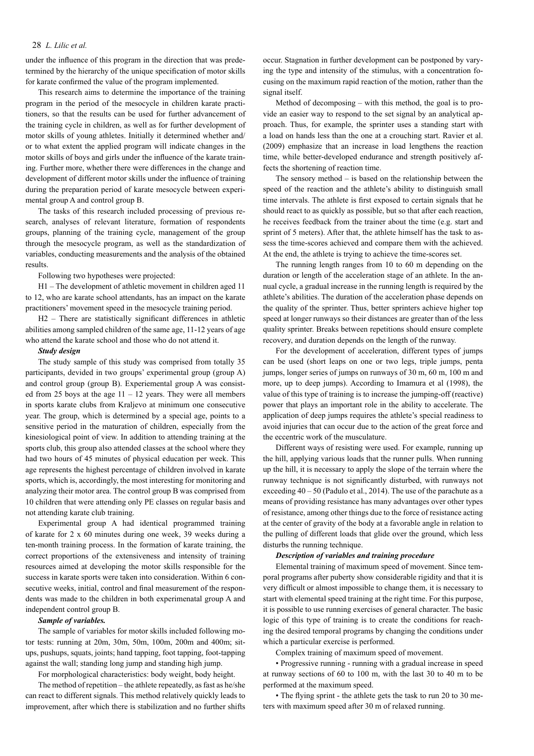under the influence of this program in the direction that was predetermined by the hierarchy of the unique specification of motor skills for karate confirmed the value of the program implemented.

This research aims to determine the importance of the training program in the period of the mesocycle in children karate practitioners, so that the results can be used for further advancement of the training cycle in children, as well as for further development of motor skills of young athletes. Initially it determined whether and/or to what extent the applied program will indicate changes in the motor skills of boys and girls under the influence of the karate training. Further more, whether there were differences in the change and development of different motor skills under the influence of training during the preparation period of karate mesocycle between experimental group A and control group B.

The tasks of this research included processing of previous research, analyses of relevant literature, formation of respondents groups, planning of the training cycle, management of the group through the mesocycle program, as well as the standardization of variables, conducting measurements and the analysis of the obtained results.

Following two hypotheses were projected:

H1 – The development of athletic movement in children aged 11 to 12, who are karate school attendants, has an impact on the karate practitioners' movement speed in the mesocycle training period.

H2 – There are statistically significant differences in athletic abilities among sampled children of the same age, 11-12 years of age who attend the karate school and those who do not attend it.

***Study design***

The study sample of this study was comprised from totally 35 participants, devided in two groups' experimental group (group A) and control group (group B). Experiemental group A was consisted from 25 boys at the age 11 – 12 years. They were all members in sports karate clubs from Kraljevo at minimum one consecutive year. The group, which is determined by a special age, points to a sensitive period in the maturation of children, especially from the kinesiological point of view. In addition to attending training at the sports club, this group also attended classes at the school where they had two hours of 45 minutes of physical education per week. This age represents the highest percentage of children involved in karate sports, which is, accordingly, the most interesting for monitoring and analyzing their motor area. The control group B was comprised from 10 children that were attending only PE classes on regular basis and not attending karate club training.

Experimental group A had identical programmed training of karate for 2 x 60 minutes during one week, 39 weeks during a ten-month training process. In the formation of karate training, the correct proportions of the extensiveness and intensity of training resources aimed at developing the motor skills responsible for the success in karate sports were taken into consideration. Within 6 consecutive weeks, initial, control and final measurement of the respondents was made to the children in both experimenatal group A and independent control group B.

***Sample of variables.***

The sample of variables for motor skills included following motor tests: running at 20m, 30m, 50m, 100m, 200m and 400m; sit-ups, pushups, squats, joints; hand tapping, foot tapping, foot-tapping against the wall; standing long jump and standing high jump.

For morphological characteristics: body weight, body height.

The method of repetition – the athlete repeatedly, as fast as he/she can react to different signals. This method relatively quickly leads to improvement, after which there is stabilization and no further shifts occur. Stagnation in further development can be postponed by varying the type and intensity of the stimulus, with a concentration focusing on the maximum rapid reaction of the motion, rather than the signal itself.

Method of decomposing – with this method, the goal is to provide an easier way to respond to the set signal by an analytical approach. Thus, for example, the sprinter uses a standing start with a load on hands less than the one at a crouching start. Ravier et al. (2009) emphasize that an increase in load lengthens the reaction time, while better-developed endurance and strength positively affects the shortening of reaction time.

The sensory method – is based on the relationship between the speed of the reaction and the athlete's ability to distinguish small time intervals. The athlete is first exposed to certain signals that he should react to as quickly as possible, but so that after each reaction, he receives feedback from the trainer about the time (e.g. start and sprint of 5 meters). After that, the athlete himself has the task to assess the time-scores achieved and compare them with the achieved. At the end, the athlete is trying to achieve the time-scores set.

The running length ranges from 10 to 60 m depending on the duration or length of the acceleration stage of an athlete. In the annual cycle, a gradual increase in the running length is required by the athlete's abilities. The duration of the acceleration phase depends on the quality of the sprinter. Thus, better sprinters achieve higher top speed at longer runways so their distances are greater than of the less quality sprinter. Breaks between repetitions should ensure complete recovery, and duration depends on the length of the runway.

For the development of acceleration, different types of jumps can be used (short leaps on one or two legs, triple jumps, penta jumps, longer series of jumps on runways of 30 m, 60 m, 100 m and more, up to deep jumps). According to Imamura et al (1998), the value of this type of training is to increase the jumping-off (reactive) power that plays an important role in the ability to accelerate. The application of deep jumps requires the athlete's special readiness to avoid injuries that can occur due to the action of the great force and the eccentric work of the musculature.

Different ways of resisting were used. For example, running up the hill, applying various loads that the runner pulls. When running up the hill, it is necessary to apply the slope of the terrain where the runway technique is not significantly disturbed, with runways not exceeding 40 – 50 (Padulo et al., 2014). The use of the parachute as a means of providing resistance has many advantages over other types of resistance, among other things due to the force of resistance acting at the center of gravity of the body at a favorable angle in relation to the pulling of different loads that glide over the ground, which less disturbs the running technique.

***Description of variables and training procedure***

Elemental training of maximum speed of movement. Since temporal programs after puberty show considerable rigidity and that it is very difficult or almost impossible to change them, it is necessary to start with elemental speed training at the right time. For this purpose, it is possible to use running exercises of general character. The basic logic of this type of training is to create the conditions for reaching the desired temporal programs by changing the conditions under which a particular exercise is performed.

Complex training of maximum speed of movement.

- Progressive running - running with a gradual increase in speed at runway sections of 60 to 100 m, with the last 30 to 40 m to be performed at the maximum speed.
- The flying sprint - the athlete gets the task to run 20 to 30 meters with maximum speed after 30 m of relaxed running.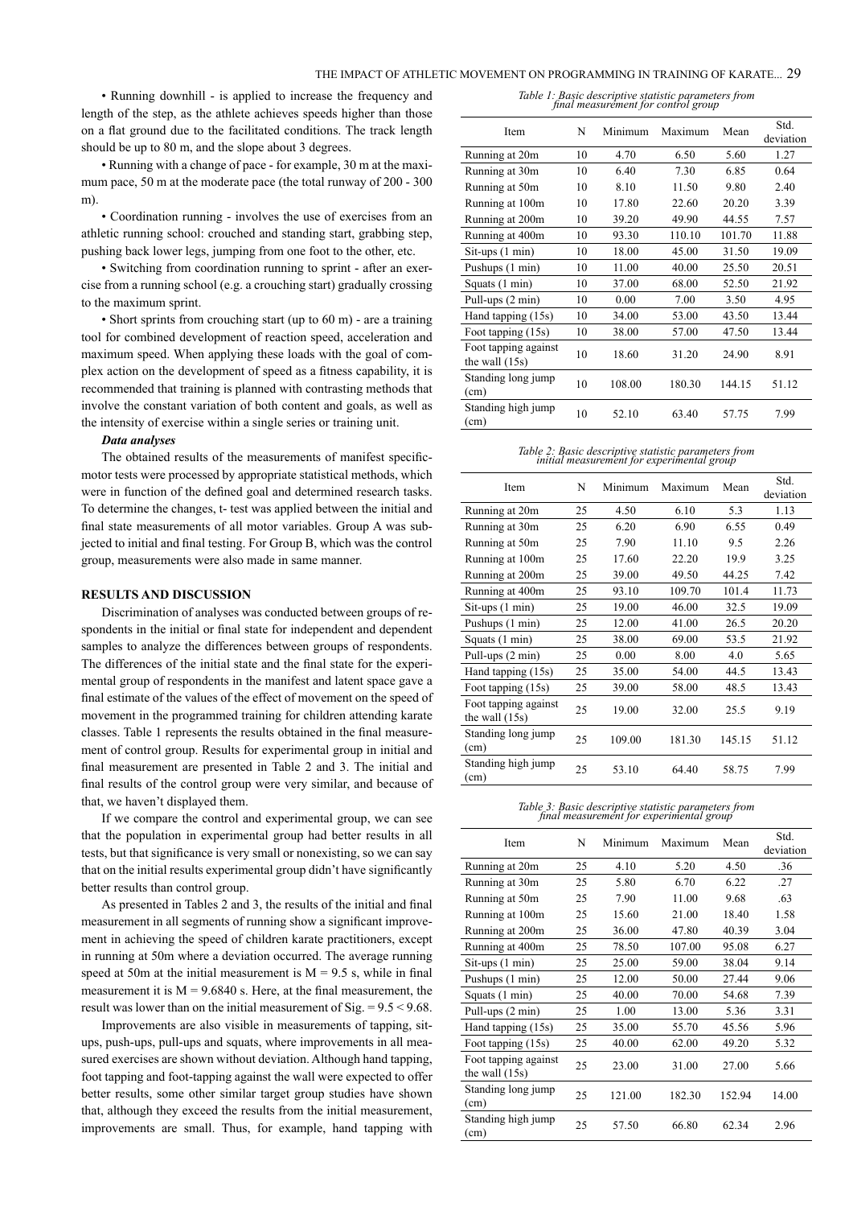• Running downhill - is applied to increase the frequency and length of the step, as the athlete achieves speeds higher than those on a flat ground due to the facilitated conditions. The track length should be up to 80 m, and the slope about 3 degrees.

• Running with a change of pace - for example, 30 m at the maximum pace, 50 m at the moderate pace (the total runway of 200 - 300 m).

• Coordination running - involves the use of exercises from an athletic running school: crouched and standing start, grabbing step, pushing back lower legs, jumping from one foot to the other, etc.

• Switching from coordination running to sprint - after an exercise from a running school (e.g. a crouching start) gradually crossing to the maximum sprint.

• Short sprints from crouching start (up to 60 m) - are a training tool for combined development of reaction speed, acceleration and maximum speed. When applying these loads with the goal of complex action on the development of speed as a fitness capability, it is recommended that training is planned with contrasting methods that involve the constant variation of both content and goals, as well as the intensity of exercise within a single series or training unit.

***Data analyses***

The obtained results of the measurements of manifest specific-motor tests were processed by appropriate statistical methods, which were in function of the defined goal and determined research tasks. To determine the changes, t- test was applied between the initial and final state measurements of all motor variables. Group A was subjected to initial and final testing. For Group B, which was the control group, measurements were also made in same manner.

## RESULTS AND DISCUSSION

Discrimination of analyses was conducted between groups of respondents in the initial or final state for independent and dependent samples to analyze the differences between groups of respondents. The differences of the initial state and the final state for the experimental group of respondents in the manifest and latent space gave a final estimate of the values of the effect of movement on the speed of movement in the programmed training for children attending karate classes. Table 1 represents the results obtained in the final measurement of control group. Results for experimental group in initial and final measurement are presented in Table 2 and 3. The initial and final results of the control group were very similar, and because of that, we haven't displayed them.

If we compare the control and experimental group, we can see that the population in experimental group had better results in all tests, but that significance is very small or nonexisting, so we can say that on the initial results experimental group didn't have significantly better results than control group.

As presented in Tables 2 and 3, the results of the initial and final measurement in all segments of running show a significant improvement in achieving the speed of children karate practitioners, except in running at 50m where a deviation occurred. The average running speed at 50m at the initial measurement is M = 9.5 s, while in final measurement it is M = 9.6840 s. Here, at the final measurement, the result was lower than on the initial measurement of Sig. = 9.5 < 9.68.

Improvements are also visible in measurements of tapping, sit-ups, push-ups, pull-ups and squats, where improvements in all measured exercises are shown without deviation. Although hand tapping, foot tapping and foot-tapping against the wall were expected to offer better results, some other similar target group studies have shown that, although they exceed the results from the initial measurement, improvements are small. Thus, for example, hand tapping with

*Table 1: Basic descriptive statistic parameters from final measurement for control group*

| Item | N | Minimum | Maximum | Mean | Std. deviation |
|---|---|---|---|---|---|
| Running at 20m | 10 | 4.70 | 6.50 | 5.60 | 1.27 |
| Running at 30m | 10 | 6.40 | 7.30 | 6.85 | 0.64 |
| Running at 50m | 10 | 8.10 | 11.50 | 9.80 | 2.40 |
| Running at 100m | 10 | 17.80 | 22.60 | 20.20 | 3.39 |
| Running at 200m | 10 | 39.20 | 49.90 | 44.55 | 7.57 |
| Running at 400m | 10 | 93.30 | 110.10 | 101.70 | 11.88 |
| Sit-ups (1 min) | 10 | 18.00 | 45.00 | 31.50 | 19.09 |
| Pushups (1 min) | 10 | 11.00 | 40.00 | 25.50 | 20.51 |
| Squats (1 min) | 10 | 37.00 | 68.00 | 52.50 | 21.92 |
| Pull-ups (2 min) | 10 | 0.00 | 7.00 | 3.50 | 4.95 |
| Hand tapping (15s) | 10 | 34.00 | 53.00 | 43.50 | 13.44 |
| Foot tapping (15s) | 10 | 38.00 | 57.00 | 47.50 | 13.44 |
| Foot tapping against the wall (15s) | 10 | 18.60 | 31.20 | 24.90 | 8.91 |
| Standing long jump (cm) | 10 | 108.00 | 180.30 | 144.15 | 51.12 |
| Standing high jump (cm) | 10 | 52.10 | 63.40 | 57.75 | 7.99 |

*Table 2: Basic descriptive statistic parameters from initial measurement for experimental group*

| Item | N | Minimum | Maximum | Mean | Std. deviation |
|---|---|---|---|---|---|
| Running at 20m | 25 | 4.50 | 6.10 | 5.3 | 1.13 |
| Running at 30m | 25 | 6.20 | 6.90 | 6.55 | 0.49 |
| Running at 50m | 25 | 7.90 | 11.10 | 9.5 | 2.26 |
| Running at 100m | 25 | 17.60 | 22.20 | 19.9 | 3.25 |
| Running at 200m | 25 | 39.00 | 49.50 | 44.25 | 7.42 |
| Running at 400m | 25 | 93.10 | 109.70 | 101.4 | 11.73 |
| Sit-ups (1 min) | 25 | 19.00 | 46.00 | 32.5 | 19.09 |
| Pushups (1 min) | 25 | 12.00 | 41.00 | 26.5 | 20.20 |
| Squats (1 min) | 25 | 38.00 | 69.00 | 53.5 | 21.92 |
| Pull-ups (2 min) | 25 | 0.00 | 8.00 | 4.0 | 5.65 |
| Hand tapping (15s) | 25 | 35.00 | 54.00 | 44.5 | 13.43 |
| Foot tapping (15s) | 25 | 39.00 | 58.00 | 48.5 | 13.43 |
| Foot tapping against the wall (15s) | 25 | 19.00 | 32.00 | 25.5 | 9.19 |
| Standing long jump (cm) | 25 | 109.00 | 181.30 | 145.15 | 51.12 |
| Standing high jump (cm) | 25 | 53.10 | 64.40 | 58.75 | 7.99 |

*Table 3: Basic descriptive statistic parameters from final measurement for experimental group*

| Item | N | Minimum | Maximum | Mean | Std. deviation |
|---|---|---|---|---|---|
| Running at 20m | 25 | 4.10 | 5.20 | 4.50 | .36 |
| Running at 30m | 25 | 5.80 | 6.70 | 6.22 | .27 |
| Running at 50m | 25 | 7.90 | 11.00 | 9.68 | .63 |
| Running at 100m | 25 | 15.60 | 21.00 | 18.40 | 1.58 |
| Running at 200m | 25 | 36.00 | 47.80 | 40.39 | 3.04 |
| Running at 400m | 25 | 78.50 | 107.00 | 95.08 | 6.27 |
| Sit-ups (1 min) | 25 | 25.00 | 59.00 | 38.04 | 9.14 |
| Pushups (1 min) | 25 | 12.00 | 50.00 | 27.44 | 9.06 |
| Squats (1 min) | 25 | 40.00 | 70.00 | 54.68 | 7.39 |
| Pull-ups (2 min) | 25 | 1.00 | 13.00 | 5.36 | 3.31 |
| Hand tapping (15s) | 25 | 35.00 | 55.70 | 45.56 | 5.96 |
| Foot tapping (15s) | 25 | 40.00 | 62.00 | 49.20 | 5.32 |
| Foot tapping against the wall (15s) | 25 | 23.00 | 31.00 | 27.00 | 5.66 |
| Standing long jump (cm) | 25 | 121.00 | 182.30 | 152.94 | 14.00 |
| Standing high jump (cm) | 25 | 57.50 | 66.80 | 62.34 | 2.96 |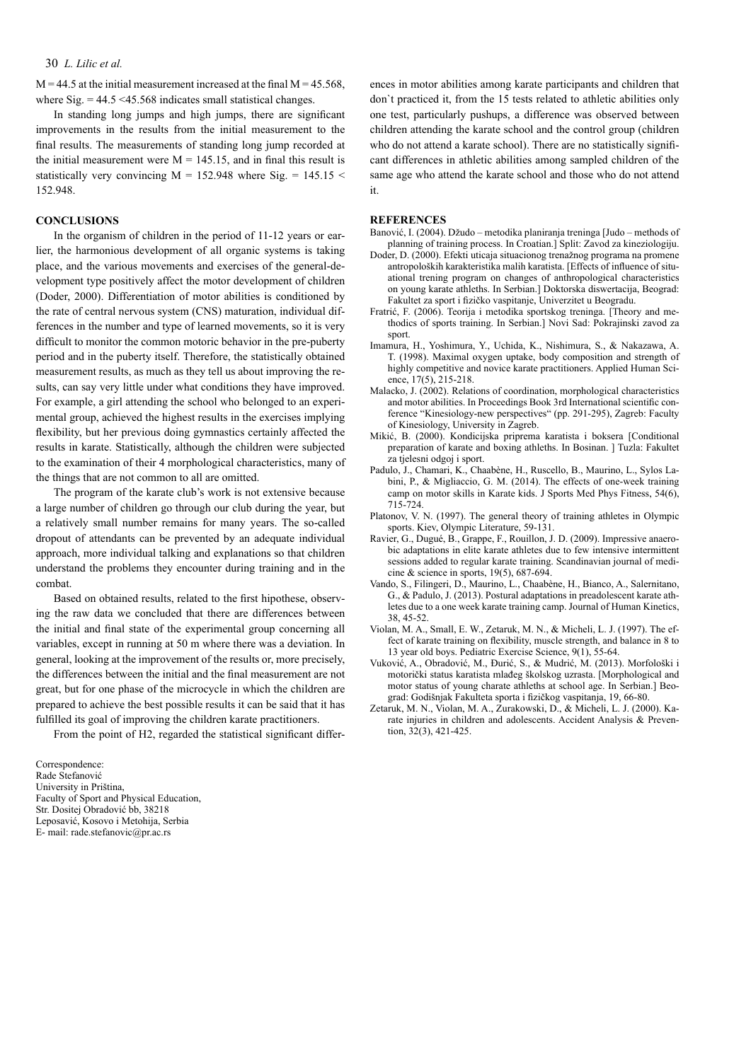M = 44.5 at the initial measurement increased at the final M = 45.568, where Sig. = 44.5 <45.568 indicates small statistical changes.

In standing long jumps and high jumps, there are significant improvements in the results from the initial measurement to the final results. The measurements of standing long jump recorded at the initial measurement were M = 145.15, and in final this result is statistically very convincing M = 152.948 where Sig. = 145.15 < 152.948.

## CONCLUSIONS

In the organism of children in the period of 11-12 years or earlier, the harmonious development of all organic systems is taking place, and the various movements and exercises of the general-development type positively affect the motor development of children (Doder, 2000). Differentiation of motor abilities is conditioned by the rate of central nervous system (CNS) maturation, individual differences in the number and type of learned movements, so it is very difficult to monitor the common motoric behavior in the pre-puberty period and in the puberty itself. Therefore, the statistically obtained measurement results, as much as they tell us about improving the results, can say very little under what conditions they have improved. For example, a girl attending the school who belonged to an experimental group, achieved the highest results in the exercises implying flexibility, but her previous doing gymnastics certainly affected the results in karate. Statistically, although the children were subjected to the examination of their 4 morphological characteristics, many of the things that are not common to all are omitted.

The program of the karate club's work is not extensive because a large number of children go through our club during the year, but a relatively small number remains for many years. The so-called dropout of attendants can be prevented by an adequate individual approach, more individual talking and explanations so that children understand the problems they encounter during training and in the combat.

Based on obtained results, related to the first hipothese, observing the raw data we concluded that there are differences between the initial and final state of the experimental group concerning all variables, except in running at 50 m where there was a deviation. In general, looking at the improvement of the results or, more precisely, the differences between the initial and the final measurement are not great, but for one phase of the microcycle in which the children are prepared to achieve the best possible results it can be said that it has fulfilled its goal of improving the children karate practitioners.

From the point of H2, regarded the statistical significant differences in motor abilities among karate participants and children that don`t practiced it, from the 15 tests related to athletic abilities only one test, particularly pushups, a difference was observed between children attending the karate school and the control group (children who do not attend a karate school). There are no statistically significant differences in athletic abilities among sampled children of the same age who attend the karate school and those who do not attend it.

Correspondence:
Rade Stefanović
University in Priština,
Faculty of Sport and Physical Education,
Str. Dositej Obradović bb, 38218
Leposavić, Kosovo i Metohija, Serbia
E- mail: rade.stefanovic@pr.ac.rs

## REFERENCES

Banović, I. (2004). Džudo – metodika planiranja treninga [Judo – methods of planning of training process. In Croatian.] Split: Zavod za kineziologiju.

Doder, D. (2000). Efekti uticaja situacionog trenažnog programa na promene antropoloških karakteristika malih karatista. [Effects of influence of situational trening program on changes of anthropological characteristics on young karate athleths. In Serbian.] Doktorska diswertacija, Beograd: Fakultet za sport i fizičko vaspitanje, Univerzitet u Beogradu.

Fratrić, F. (2006). Teorija i metodika sportskog treninga. [Theory and methodics of sports training. In Serbian.] Novi Sad: Pokrajinski zavod za sport.

Imamura, H., Yoshimura, Y., Uchida, K., Nishimura, S., & Nakazawa, A. T. (1998). Maximal oxygen uptake, body composition and strength of highly competitive and novice karate practitioners. Applied Human Science, 17(5), 215-218.

Malacko, J. (2002). Relations of coordination, morphological characteristics and motor abilities. In Proceedings Book 3rd International scientific conference "Kinesiology-new perspectives" (pp. 291-295), Zagreb: Faculty of Kinesiology, University in Zagreb.

Mikić, B. (2000). Kondicijska priprema karatista i boksera [Conditional preparation of karate and boxing athleths. In Bosinan. ] Tuzla: Fakultet za tjelesni odgoj i sport.

Padulo, J., Chamari, K., Chaabène, H., Ruscello, B., Maurino, L., Sylos Labini, P., & Migliaccio, G. M. (2014). The effects of one-week training camp on motor skills in Karate kids. J Sports Med Phys Fitness, 54(6), 715-724.

Platonov, V. N. (1997). The general theory of training athletes in Olympic sports. Kiev, Olympic Literature, 59-131.

Ravier, G., Dugué, B., Grappe, F., Rouillon, J. D. (2009). Impressive anaerobic adaptations in elite karate athletes due to few intensive intermittent sessions added to regular karate training. Scandinavian journal of medicine & science in sports, 19(5), 687-694.

Vando, S., Filingeri, D., Maurino, L., Chaabène, H., Bianco, A., Salernitano, G., & Padulo, J. (2013). Postural adaptations in preadolescent karate athletes due to a one week karate training camp. Journal of Human Kinetics, 38, 45-52.

Violan, M. A., Small, E. W., Zetaruk, M. N., & Micheli, L. J. (1997). The effect of karate training on flexibility, muscle strength, and balance in 8 to 13 year old boys. Pediatric Exercise Science, 9(1), 55-64.

Vuković, A., Obradović, M., Đurić, S., & Mudrić, M. (2013). Morfološki i motorički status karatista mlađeg školskog uzrasta. [Morphological and motor status of young charate athleths at school age. In Serbian.] Beograd: Godišnjak Fakulteta sporta i fizičkog vaspitanja, 19, 66-80.

Zetaruk, M. N., Violan, M. A., Zurakowski, D., & Micheli, L. J. (2000). Karate injuries in children and adolescents. Accident Analysis & Prevention, 32(3), 421-425.